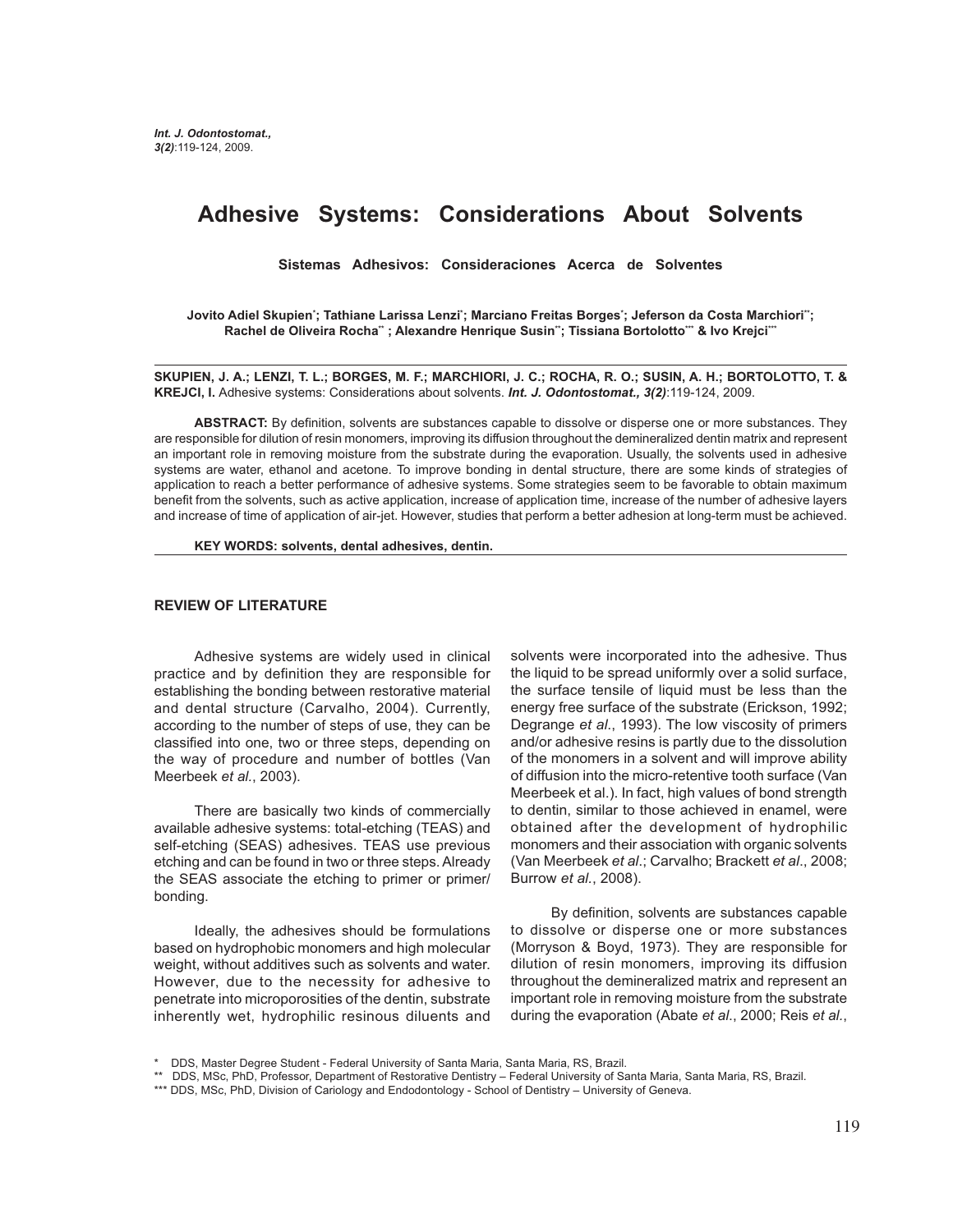# Adhesive Systems: Considerations About Solvents

### Sistemas Adhesivos: Consideraciones Acerca de Solventes

**Jovito Adiel Skupien\*; Tathiane Larissa Lenzi\*; Marciano Freitas Borges\*; Jeferson da Costa Marchiori\*\*; Rachel de Oliveira Rocha\*\* ; Alexandre Henrique Susin\*\*; Tissiana Bortolotto\*\*\* & Ivo Krejci\*\*\***

**SKUPIEN, J. A.; LENZI, T. L.; BORGES, M. F.; MARCHIORI, J. C.; ROCHA, R. O.; SUSIN, A. H.; BORTOLOTTO, T. & KREJCI, I.** Adhesive systems: Considerations about solvents. ***Int. J. Odontostomat., 3(2)***:119-124, 2009.

**ABSTRACT:** By definition, solvents are substances capable to dissolve or disperse one or more substances. They are responsible for dilution of resin monomers, improving its diffusion throughout the demineralized dentin matrix and represent an important role in removing moisture from the substrate during the evaporation. Usually, the solvents used in adhesive systems are water, ethanol and acetone. To improve bonding in dental structure, there are some kinds of strategies of application to reach a better performance of adhesive systems. Some strategies seem to be favorable to obtain maximum benefit from the solvents, such as active application, increase of application time, increase of the number of adhesive layers and increase of time of application of air-jet. However, studies that perform a better adhesion at long-term must be achieved.

**KEY WORDS: solvents, dental adhesives, dentin.**

## REVIEW OF LITERATURE

Adhesive systems are widely used in clinical practice and by definition they are responsible for establishing the bonding between restorative material and dental structure (Carvalho, 2004). Currently, according to the number of steps of use, they can be classified into one, two or three steps, depending on the way of procedure and number of bottles (Van Meerbeek *et al.*, 2003).

There are basically two kinds of commercially available adhesive systems: total-etching (TEAS) and self-etching (SEAS) adhesives. TEAS use previous etching and can be found in two or three steps. Already the SEAS associate the etching to primer or primer/bonding.

Ideally, the adhesives should be formulations based on hydrophobic monomers and high molecular weight, without additives such as solvents and water. However, due to the necessity for adhesive to penetrate into microporosities of the dentin, substrate inherently wet, hydrophilic resinous diluents and solvents were incorporated into the adhesive. Thus the liquid to be spread uniformly over a solid surface, the surface tensile of liquid must be less than the energy free surface of the substrate (Erickson, 1992; Degrange *et al*., 1993). The low viscosity of primers and/or adhesive resins is partly due to the dissolution of the monomers in a solvent and will improve ability of diffusion into the micro-retentive tooth surface (Van Meerbeek et al.). In fact, high values of bond strength to dentin, similar to those achieved in enamel, were obtained after the development of hydrophilic monomers and their association with organic solvents (Van Meerbeek *et al*.; Carvalho; Brackett *et al*., 2008; Burrow *et al*., 2008).

By definition, solvents are substances capable to dissolve or disperse one or more substances (Morryson & Boyd, 1973). They are responsible for dilution of resin monomers, improving its diffusion throughout the demineralized matrix and represent an important role in removing moisture from the substrate during the evaporation (Abate *et al*., 2000; Reis *et al*.,

\* DDS, Master Degree Student - Federal University of Santa Maria, Santa Maria, RS, Brazil.

\*\* DDS, MSc, PhD, Professor, Department of Restorative Dentistry – Federal University of Santa Maria, Santa Maria, RS, Brazil.

\*\*\* DDS, MSc, PhD, Division of Cariology and Endodontology - School of Dentistry – University of Geneva.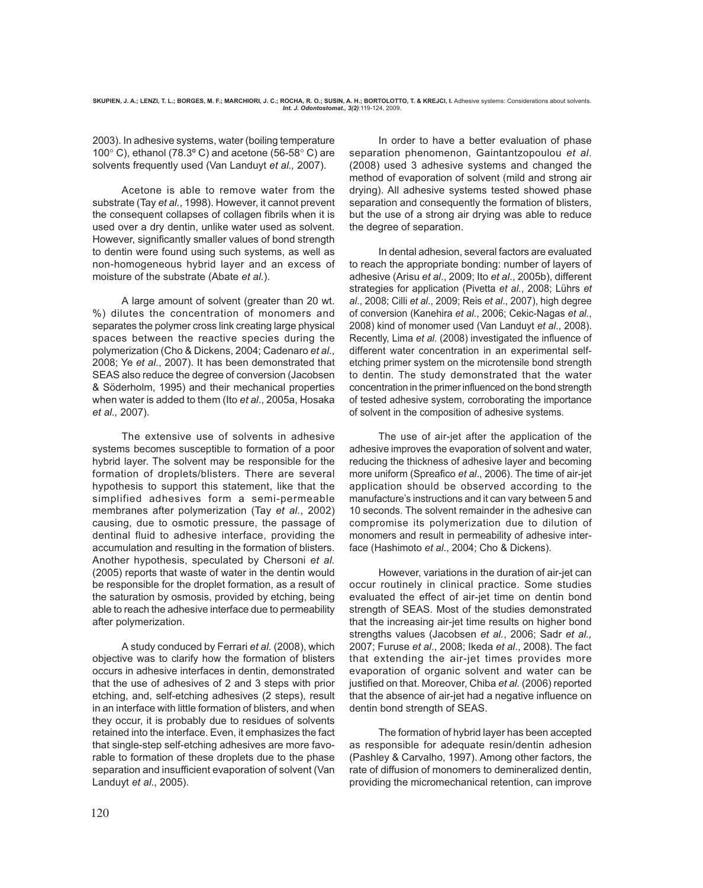2003). In adhesive systems, water (boiling temperature 100° C), ethanol (78.3º C) and acetone (56-58° C) are solvents frequently used (Van Landuyt *et al.,* 2007).

Acetone is able to remove water from the substrate (Tay *et al.*, 1998). However, it cannot prevent the consequent collapses of collagen fibrils when it is used over a dry dentin, unlike water used as solvent. However, significantly smaller values of bond strength to dentin were found using such systems, as well as non-homogeneous hybrid layer and an excess of moisture of the substrate (Abate *et al.*).

A large amount of solvent (greater than 20 wt. %) dilutes the concentration of monomers and separates the polymer cross link creating large physical spaces between the reactive species during the polymerization (Cho & Dickens, 2004; Cadenaro *et al*., 2008; Ye *et al*., 2007). It has been demonstrated that SEAS also reduce the degree of conversion (Jacobsen & Söderholm, 1995) and their mechanical properties when water is added to them (Ito *et al*., 2005a, Hosaka *et al.,* 2007).

The extensive use of solvents in adhesive systems becomes susceptible to formation of a poor hybrid layer. The solvent may be responsible for the formation of droplets/blisters. There are several hypothesis to support this statement, like that the simplified adhesives form a semi-permeable membranes after polymerization (Tay *et al*., 2002) causing, due to osmotic pressure, the passage of dentinal fluid to adhesive interface, providing the accumulation and resulting in the formation of blisters. Another hypothesis, speculated by Chersoni *et al.* (2005) reports that waste of water in the dentin would be responsible for the droplet formation, as a result of the saturation by osmosis, provided by etching, being able to reach the adhesive interface due to permeability after polymerization.

A study conduced by Ferrari *et al.* (2008), which objective was to clarify how the formation of blisters occurs in adhesive interfaces in dentin, demonstrated that the use of adhesives of 2 and 3 steps with prior etching, and, self-etching adhesives (2 steps), result in an interface with little formation of blisters, and when they occur, it is probably due to residues of solvents retained into the interface. Even, it emphasizes the fact that single-step self-etching adhesives are more favorable to formation of these droplets due to the phase separation and insufficient evaporation of solvent (Van Landuyt *et al*., 2005).

In order to have a better evaluation of phase separation phenomenon, Gaintantzopoulou *et al*. (2008) used 3 adhesive systems and changed the method of evaporation of solvent (mild and strong air drying). All adhesive systems tested showed phase separation and consequently the formation of blisters, but the use of a strong air drying was able to reduce the degree of separation.

In dental adhesion, several factors are evaluated to reach the appropriate bonding: number of layers of adhesive (Arisu *et al*., 2009; Ito *et al*., 2005b), different strategies for application (Pivetta *et al.*, 2008; Lührs *et al*., 2008; Cilli *et al*., 2009; Reis *et al*., 2007), high degree of conversion (Kanehira *et al*., 2006; Cekic-Nagas *et al*., 2008) kind of monomer used (Van Landuyt *et al*., 2008). Recently, Lima *et al.* (2008) investigated the influence of different water concentration in an experimental self-etching primer system on the microtensile bond strength to dentin. The study demonstrated that the water concentration in the primer influenced on the bond strength of tested adhesive system, corroborating the importance of solvent in the composition of adhesive systems.

The use of air-jet after the application of the adhesive improves the evaporation of solvent and water, reducing the thickness of adhesive layer and becoming more uniform (Spreafico *et al*., 2006). The time of air-jet application should be observed according to the manufacture's instructions and it can vary between 5 and 10 seconds. The solvent remainder in the adhesive can compromise its polymerization due to dilution of monomers and result in permeability of adhesive interface (Hashimoto *et al*., 2004; Cho & Dickens).

However, variations in the duration of air-jet can occur routinely in clinical practice. Some studies evaluated the effect of air-jet time on dentin bond strength of SEAS. Most of the studies demonstrated that the increasing air-jet time results on higher bond strengths values (Jacobsen *et al.*, 2006; Sadr *et al.,* 2007; Furuse *et al*., 2008; Ikeda *et al*., 2008). The fact that extending the air-jet times provides more evaporation of organic solvent and water can be justified on that. Moreover, Chiba *et al.* (2006) reported that the absence of air-jet had a negative influence on dentin bond strength of SEAS.

The formation of hybrid layer has been accepted as responsible for adequate resin/dentin adhesion (Pashley & Carvalho, 1997). Among other factors, the rate of diffusion of monomers to demineralized dentin, providing the micromechanical retention, can improve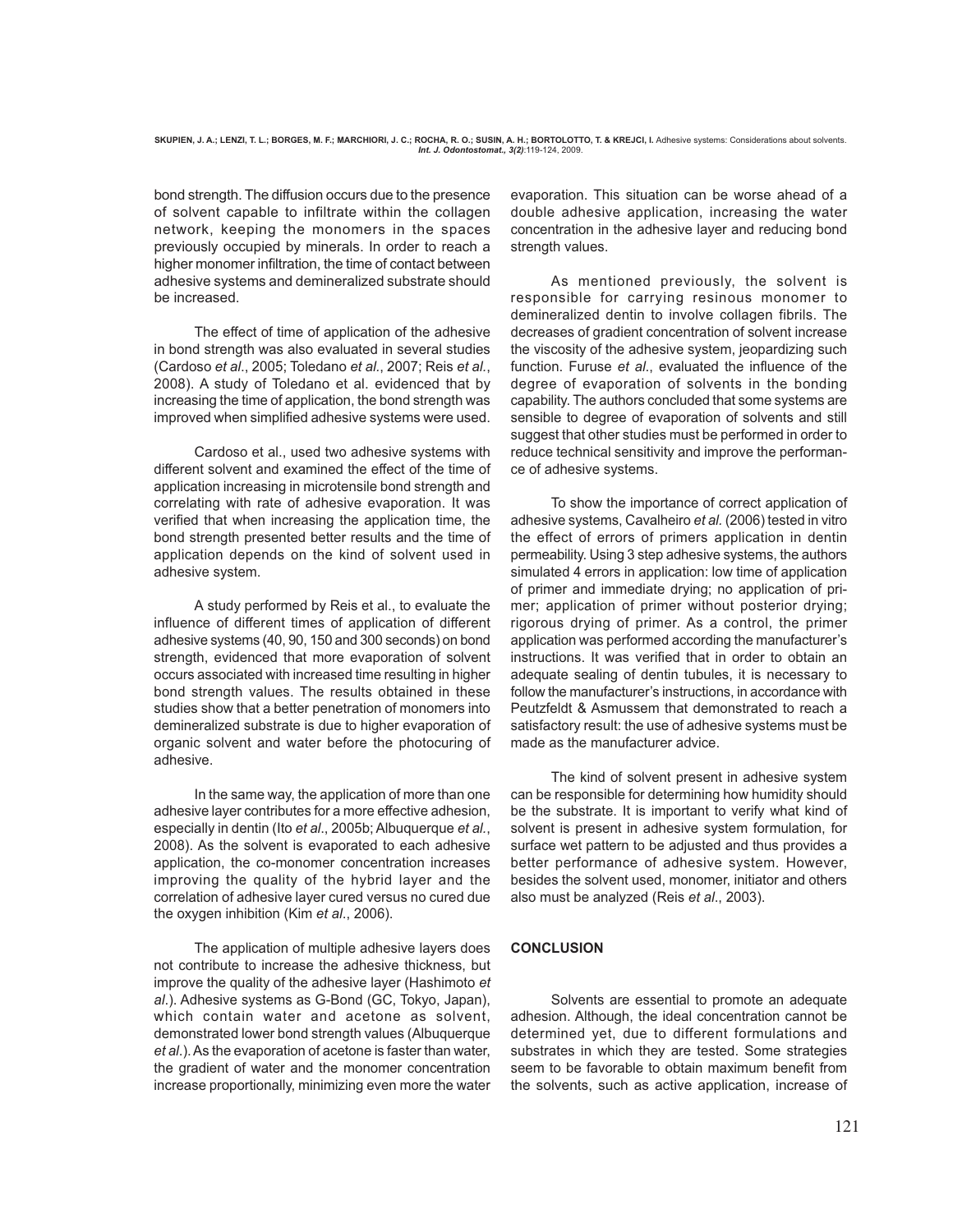bond strength. The diffusion occurs due to the presence of solvent capable to infiltrate within the collagen network, keeping the monomers in the spaces previously occupied by minerals. In order to reach a higher monomer infiltration, the time of contact between adhesive systems and demineralized substrate should be increased.

The effect of time of application of the adhesive in bond strength was also evaluated in several studies (Cardoso *et al*., 2005; Toledano *et al*., 2007; Reis *et al*., 2008). A study of Toledano et al. evidenced that by increasing the time of application, the bond strength was improved when simplified adhesive systems were used.

Cardoso et al., used two adhesive systems with different solvent and examined the effect of the time of application increasing in microtensile bond strength and correlating with rate of adhesive evaporation. It was verified that when increasing the application time, the bond strength presented better results and the time of application depends on the kind of solvent used in adhesive system.

A study performed by Reis et al., to evaluate the influence of different times of application of different adhesive systems (40, 90, 150 and 300 seconds) on bond strength, evidenced that more evaporation of solvent occurs associated with increased time resulting in higher bond strength values. The results obtained in these studies show that a better penetration of monomers into demineralized substrate is due to higher evaporation of organic solvent and water before the photocuring of adhesive.

In the same way, the application of more than one adhesive layer contributes for a more effective adhesion, especially in dentin (Ito *et al*., 2005b; Albuquerque *et al*., 2008). As the solvent is evaporated to each adhesive application, the co-monomer concentration increases improving the quality of the hybrid layer and the correlation of adhesive layer cured versus no cured due the oxygen inhibition (Kim *et al*., 2006).

The application of multiple adhesive layers does not contribute to increase the adhesive thickness, but improve the quality of the adhesive layer (Hashimoto *et al*.). Adhesive systems as G-Bond (GC, Tokyo, Japan), which contain water and acetone as solvent, demonstrated lower bond strength values (Albuquerque *et al*.). As the evaporation of acetone is faster than water, the gradient of water and the monomer concentration increase proportionally, minimizing even more the water evaporation. This situation can be worse ahead of a double adhesive application, increasing the water concentration in the adhesive layer and reducing bond strength values.

As mentioned previously, the solvent is responsible for carrying resinous monomer to demineralized dentin to involve collagen fibrils. The decreases of gradient concentration of solvent increase the viscosity of the adhesive system, jeopardizing such function. Furuse *et al*., evaluated the influence of the degree of evaporation of solvents in the bonding capability. The authors concluded that some systems are sensible to degree of evaporation of solvents and still suggest that other studies must be performed in order to reduce technical sensitivity and improve the performance of adhesive systems.

To show the importance of correct application of adhesive systems, Cavalheiro *et al.* (2006) tested in vitro the effect of errors of primers application in dentin permeability. Using 3 step adhesive systems, the authors simulated 4 errors in application: low time of application of primer and immediate drying; no application of primer; application of primer without posterior drying; rigorous drying of primer. As a control, the primer application was performed according the manufacturer's instructions. It was verified that in order to obtain an adequate sealing of dentin tubules, it is necessary to follow the manufacturer's instructions, in accordance with Peutzfeldt & Asmussem that demonstrated to reach a satisfactory result: the use of adhesive systems must be made as the manufacturer advice.

The kind of solvent present in adhesive system can be responsible for determining how humidity should be the substrate. It is important to verify what kind of solvent is present in adhesive system formulation, for surface wet pattern to be adjusted and thus provides a better performance of adhesive system. However, besides the solvent used, monomer, initiator and others also must be analyzed (Reis *et al*., 2003).

## CONCLUSION

Solvents are essential to promote an adequate adhesion. Although, the ideal concentration cannot be determined yet, due to different formulations and substrates in which they are tested. Some strategies seem to be favorable to obtain maximum benefit from the solvents, such as active application, increase of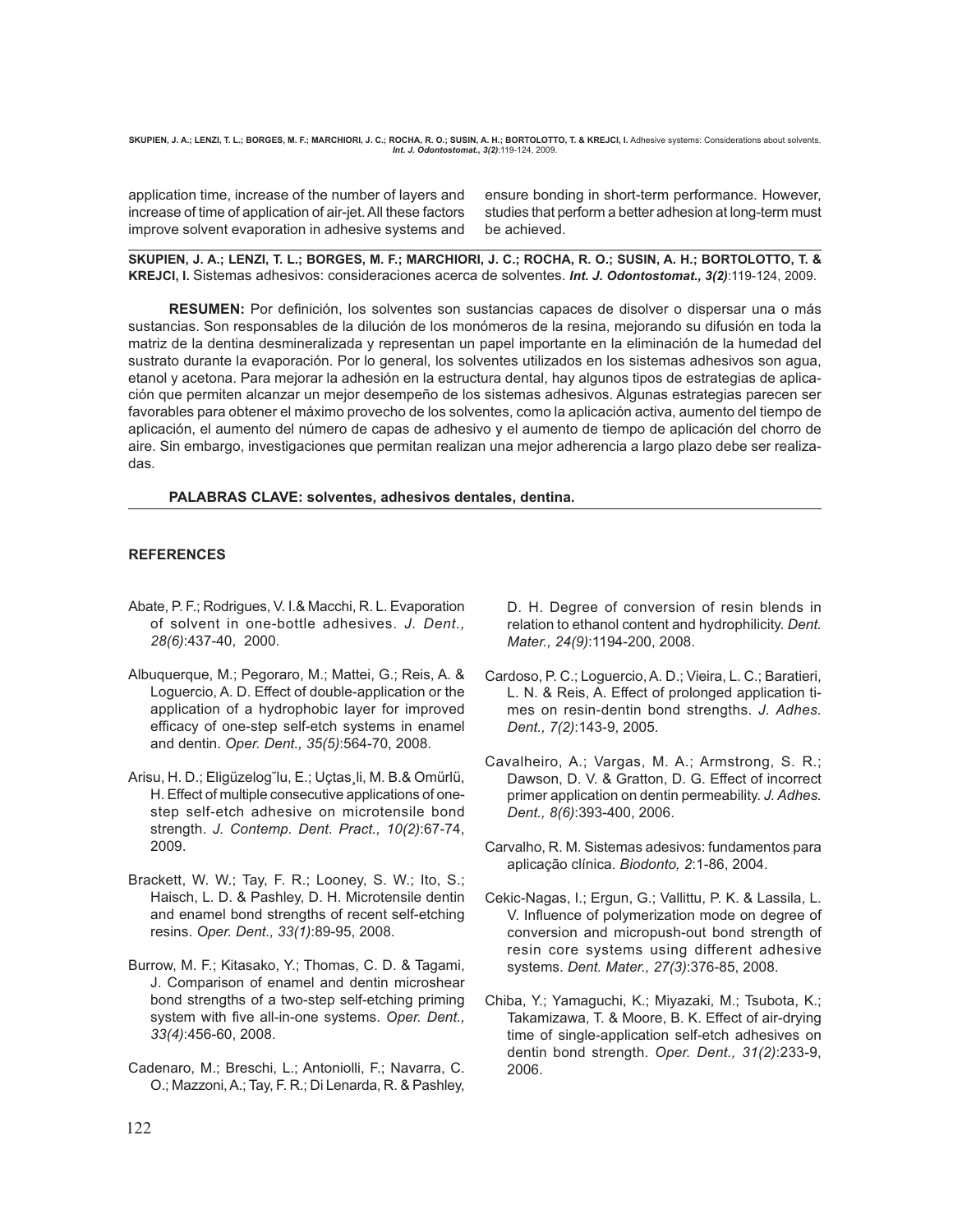application time, increase of the number of layers and increase of time of application of air-jet. All these factors improve solvent evaporation in adhesive systems and ensure bonding in short-term performance. However, studies that perform a better adhesion at long-term must be achieved.

---

**SKUPIEN, J. A.; LENZI, T. L.; BORGES, M. F.; MARCHIORI, J. C.; ROCHA, R. O.; SUSIN, A. H.; BORTOLOTTO, T. & KREJCI, I.** Sistemas adhesivos: consideraciones acerca de solventes. ***Int. J. Odontostomat., 3(2)***:119-124, 2009.

**RESUMEN:** Por definición, los solventes son sustancias capaces de disolver o dispersar una o más sustancias. Son responsables de la dilución de los monómeros de la resina, mejorando su difusión en toda la matriz de la dentina desmineralizada y representan un papel importante en la eliminación de la humedad del sustrato durante la evaporación. Por lo general, los solventes utilizados en los sistemas adhesivos son agua, etanol y acetona. Para mejorar la adhesión en la estructura dental, hay algunos tipos de estrategias de aplicación que permiten alcanzar un mejor desempeño de los sistemas adhesivos. Algunas estrategias parecen ser favorables para obtener el máximo provecho de los solventes, como la aplicación activa, aumento del tiempo de aplicación, el aumento del número de capas de adhesivo y el aumento de tiempo de aplicación del chorro de aire. Sin embargo, investigaciones que permitan realizan una mejor adherencia a largo plazo debe ser realizadas.

**PALABRAS CLAVE: solventes, adhesivos dentales, dentina.**

---

## REFERENCES

Abate, P. F.; Rodrigues, V. I.& Macchi, R. L. Evaporation of solvent in one-bottle adhesives. *J. Dent., 28(6)*:437-40, 2000.

Albuquerque, M.; Pegoraro, M.; Mattei, G.; Reis, A. & Loguercio, A. D. Effect of double-application or the application of a hydrophobic layer for improved efficacy of one-step self-etch systems in enamel and dentin. *Oper. Dent., 35(5)*:564-70, 2008.

Arisu, H. D.; Eligüzeloğlu, E.; Uçtaşli, M. B.& Omürlü, H. Effect of multiple consecutive applications of one-step self-etch adhesive on microtensile bond strength. *J. Contemp. Dent. Pract., 10(2)*:67-74, 2009.

Brackett, W. W.; Tay, F. R.; Looney, S. W.; Ito, S.; Haisch, L. D. & Pashley, D. H. Microtensile dentin and enamel bond strengths of recent self-etching resins. *Oper. Dent., 33(1)*:89-95, 2008.

Burrow, M. F.; Kitasako, Y.; Thomas, C. D. & Tagami, J. Comparison of enamel and dentin microshear bond strengths of a two-step self-etching priming system with five all-in-one systems. *Oper. Dent., 33(4)*:456-60, 2008.

Cadenaro, M.; Breschi, L.; Antoniolli, F.; Navarra, C. O.; Mazzoni, A.; Tay, F. R.; Di Lenarda, R. & Pashley, D. H. Degree of conversion of resin blends in relation to ethanol content and hydrophilicity. *Dent. Mater., 24(9)*:1194-200, 2008.

Cardoso, P. C.; Loguercio, A. D.; Vieira, L. C.; Baratieri, L. N. & Reis, A. Effect of prolonged application times on resin-dentin bond strengths. *J. Adhes. Dent., 7(2)*:143-9, 2005.

Cavalheiro, A.; Vargas, M. A.; Armstrong, S. R.; Dawson, D. V. & Gratton, D. G. Effect of incorrect primer application on dentin permeability. *J. Adhes. Dent., 8(6)*:393-400, 2006.

Carvalho, R. M. Sistemas adesivos: fundamentos para aplicação clínica. *Biodonto, 2*:1-86, 2004.

Cekic-Nagas, I.; Ergun, G.; Vallittu, P. K. & Lassila, L. V. Influence of polymerization mode on degree of conversion and micropush-out bond strength of resin core systems using different adhesive systems. *Dent. Mater., 27(3)*:376-85, 2008.

Chiba, Y.; Yamaguchi, K.; Miyazaki, M.; Tsubota, K.; Takamizawa, T. & Moore, B. K. Effect of air-drying time of single-application self-etch adhesives on dentin bond strength. *Oper. Dent., 31(2)*:233-9, 2006.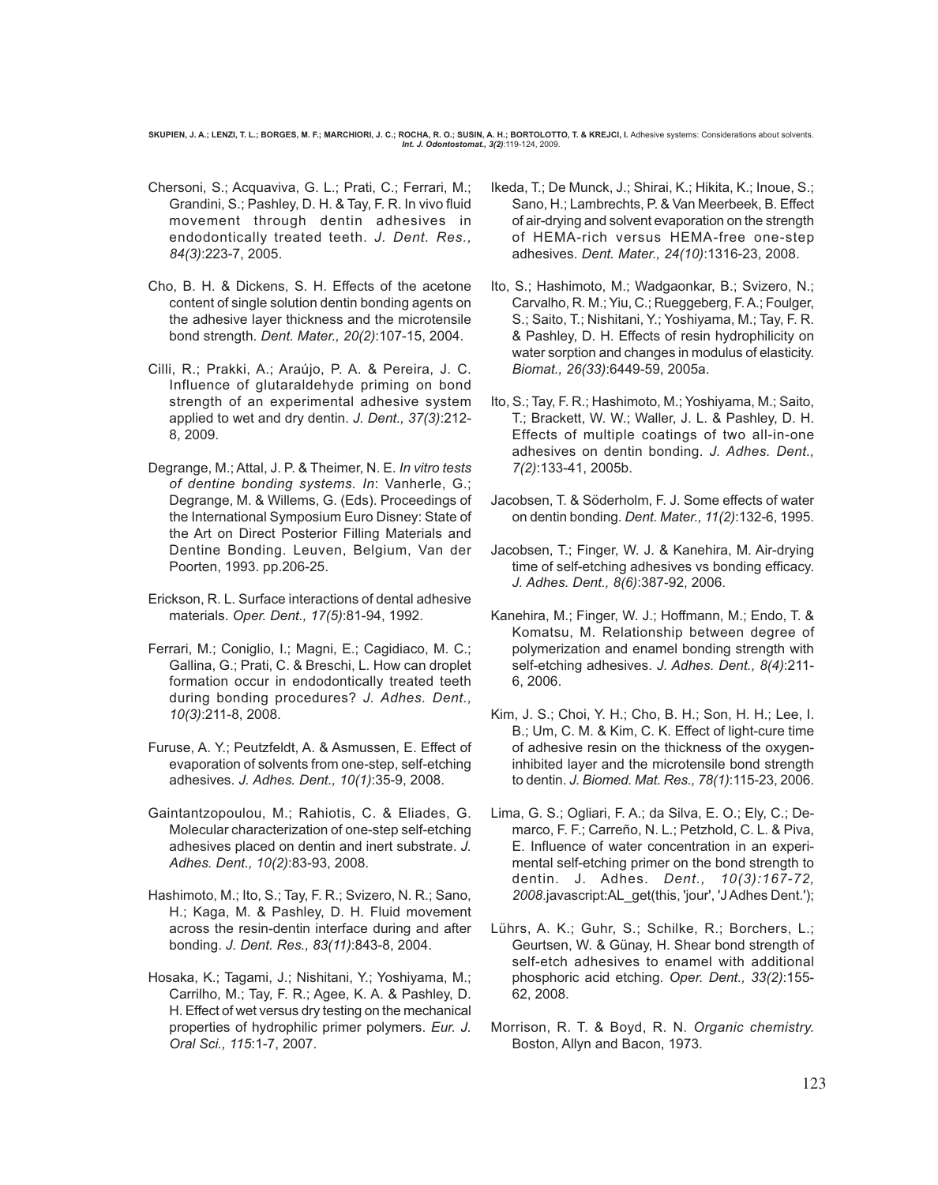Chersoni, S.; Acquaviva, G. L.; Prati, C.; Ferrari, M.; Grandini, S.; Pashley, D. H. & Tay, F. R. In vivo fluid movement through dentin adhesives in endodontically treated teeth. *J. Dent. Res., 84(3)*:223-7, 2005.

Cho, B. H. & Dickens, S. H. Effects of the acetone content of single solution dentin bonding agents on the adhesive layer thickness and the microtensile bond strength. *Dent. Mater., 20(2)*:107-15, 2004.

Cilli, R.; Prakki, A.; Araújo, P. A. & Pereira, J. C. Influence of glutaraldehyde priming on bond strength of an experimental adhesive system applied to wet and dry dentin. *J. Dent., 37(3)*:212-8, 2009.

Degrange, M.; Attal, J. P. & Theimer, N. E. *In vitro tests of dentine bonding systems. In*: Vanherle, G.; Degrange, M. & Willems, G. (Eds). Proceedings of the International Symposium Euro Disney: State of the Art on Direct Posterior Filling Materials and Dentine Bonding. Leuven, Belgium, Van der Poorten, 1993. pp.206-25.

Erickson, R. L. Surface interactions of dental adhesive materials. *Oper. Dent., 17(5)*:81-94, 1992.

Ferrari, M.; Coniglio, I.; Magni, E.; Cagidiaco, M. C.; Gallina, G.; Prati, C. & Breschi, L. How can droplet formation occur in endodontically treated teeth during bonding procedures? *J. Adhes. Dent., 10(3)*:211-8, 2008.

Furuse, A. Y.; Peutzfeldt, A. & Asmussen, E. Effect of evaporation of solvents from one-step, self-etching adhesives. *J. Adhes. Dent., 10(1)*:35-9, 2008.

Gaintantzopoulou, M.; Rahiotis, C. & Eliades, G. Molecular characterization of one-step self-etching adhesives placed on dentin and inert substrate. *J. Adhes. Dent., 10(2)*:83-93, 2008.

Hashimoto, M.; Ito, S.; Tay, F. R.; Svizero, N. R.; Sano, H.; Kaga, M. & Pashley, D. H. Fluid movement across the resin-dentin interface during and after bonding. *J. Dent. Res., 83(11)*:843-8, 2004.

Hosaka, K.; Tagami, J.; Nishitani, Y.; Yoshiyama, M.; Carrilho, M.; Tay, F. R.; Agee, K. A. & Pashley, D. H. Effect of wet versus dry testing on the mechanical properties of hydrophilic primer polymers. *Eur. J. Oral Sci., 115*:1-7, 2007.

Ikeda, T.; De Munck, J.; Shirai, K.; Hikita, K.; Inoue, S.; Sano, H.; Lambrechts, P. & Van Meerbeek, B. Effect of air-drying and solvent evaporation on the strength of HEMA-rich versus HEMA-free one-step adhesives. *Dent. Mater., 24(10)*:1316-23, 2008.

Ito, S.; Hashimoto, M.; Wadgaonkar, B.; Svizero, N.; Carvalho, R. M.; Yiu, C.; Rueggeberg, F. A.; Foulger, S.; Saito, T.; Nishitani, Y.; Yoshiyama, M.; Tay, F. R. & Pashley, D. H. Effects of resin hydrophilicity on water sorption and changes in modulus of elasticity. *Biomat., 26(33)*:6449-59, 2005a.

Ito, S.; Tay, F. R.; Hashimoto, M.; Yoshiyama, M.; Saito, T.; Brackett, W. W.; Waller, J. L. & Pashley, D. H. Effects of multiple coatings of two all-in-one adhesives on dentin bonding. *J. Adhes. Dent., 7(2)*:133-41, 2005b.

Jacobsen, T. & Söderholm, F. J. Some effects of water on dentin bonding. *Dent. Mater., 11(2)*:132-6, 1995.

Jacobsen, T.; Finger, W. J. & Kanehira, M. Air-drying time of self-etching adhesives vs bonding efficacy. *J. Adhes. Dent., 8(6)*:387-92, 2006.

Kanehira, M.; Finger, W. J.; Hoffmann, M.; Endo, T. & Komatsu, M. Relationship between degree of polymerization and enamel bonding strength with self-etching adhesives. *J. Adhes. Dent., 8(4)*:211-6, 2006.

Kim, J. S.; Choi, Y. H.; Cho, B. H.; Son, H. H.; Lee, I. B.; Um, C. M. & Kim, C. K. Effect of light-cure time of adhesive resin on the thickness of the oxygen-inhibited layer and the microtensile bond strength to dentin. *J. Biomed. Mat. Res., 78(1)*:115-23, 2006.

Lima, G. S.; Ogliari, F. A.; da Silva, E. O.; Ely, C.; Demarco, F. F.; Carreño, N. L.; Petzhold, C. L. & Piva, E. Influence of water concentration in an experimental self-etching primer on the bond strength to dentin. J. Adhes. *Dent., 10(3):167-72, 2008*.javascript:AL_get(this, 'jour', 'J Adhes Dent.');

Lührs, A. K.; Guhr, S.; Schilke, R.; Borchers, L.; Geurtsen, W. & Günay, H. Shear bond strength of self-etch adhesives to enamel with additional phosphoric acid etching. *Oper. Dent., 33(2)*:155-62, 2008.

Morrison, R. T. & Boyd, R. N. *Organic chemistry.* Boston, Allyn and Bacon, 1973.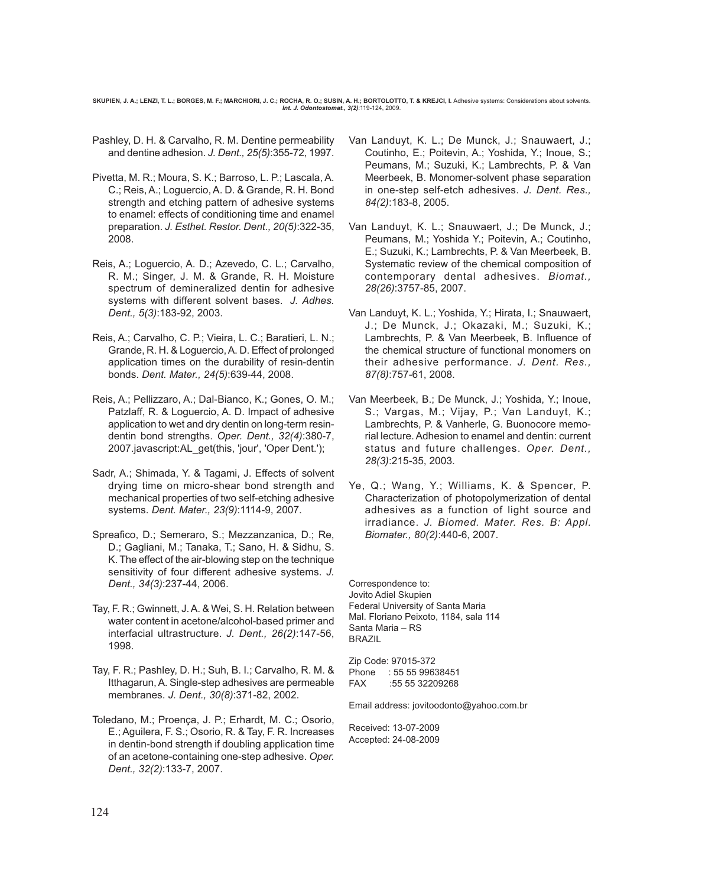Pashley, D. H. & Carvalho, R. M. Dentine permeability and dentine adhesion. *J. Dent., 25(5)*:355-72, 1997.

Pivetta, M. R.; Moura, S. K.; Barroso, L. P.; Lascala, A. C.; Reis, A.; Loguercio, A. D. & Grande, R. H. Bond strength and etching pattern of adhesive systems to enamel: effects of conditioning time and enamel preparation. *J. Esthet. Restor. Dent., 20(5)*:322-35, 2008.

Reis, A.; Loguercio, A. D.; Azevedo, C. L.; Carvalho, R. M.; Singer, J. M. & Grande, R. H. Moisture spectrum of demineralized dentin for adhesive systems with different solvent bases. *J. Adhes. Dent., 5(3)*:183-92, 2003.

Reis, A.; Carvalho, C. P.; Vieira, L. C.; Baratieri, L. N.; Grande, R. H. & Loguercio, A. D. Effect of prolonged application times on the durability of resin-dentin bonds. *Dent. Mater., 24(5)*:639-44, 2008.

Reis, A.; Pellizzaro, A.; Dal-Bianco, K.; Gones, O. M.; Patzlaff, R. & Loguercio, A. D. Impact of adhesive application to wet and dry dentin on long-term resin-dentin bond strengths. *Oper. Dent., 32(4)*:380-7, 2007.javascript:AL_get(this, 'jour', 'Oper Dent.');

Sadr, A.; Shimada, Y. & Tagami, J. Effects of solvent drying time on micro-shear bond strength and mechanical properties of two self-etching adhesive systems. *Dent. Mater., 23(9)*:1114-9, 2007.

Spreafico, D.; Semeraro, S.; Mezzanzanica, D.; Re, D.; Gagliani, M.; Tanaka, T.; Sano, H. & Sidhu, S. K. The effect of the air-blowing step on the technique sensitivity of four different adhesive systems. *J. Dent., 34(3)*:237-44, 2006.

Tay, F. R.; Gwinnett, J. A. & Wei, S. H. Relation between water content in acetone/alcohol-based primer and interfacial ultrastructure. *J. Dent., 26(2)*:147-56, 1998.

Tay, F. R.; Pashley, D. H.; Suh, B. I.; Carvalho, R. M. & Itthagarun, A. Single-step adhesives are permeable membranes. *J. Dent., 30(8)*:371-82, 2002.

Toledano, M.; Proença, J. P.; Erhardt, M. C.; Osorio, E.; Aguilera, F. S.; Osorio, R. & Tay, F. R. Increases in dentin-bond strength if doubling application time of an acetone-containing one-step adhesive. *Oper. Dent., 32(2)*:133-7, 2007.

Van Landuyt, K. L.; De Munck, J.; Snauwaert, J.; Coutinho, E.; Poitevin, A.; Yoshida, Y.; Inoue, S.; Peumans, M.; Suzuki, K.; Lambrechts, P. & Van Meerbeek, B. Monomer-solvent phase separation in one-step self-etch adhesives. *J. Dent. Res., 84(2)*:183-8, 2005.

Van Landuyt, K. L.; Snauwaert, J.; De Munck, J.; Peumans, M.; Yoshida Y.; Poitevin, A.; Coutinho, E.; Suzuki, K.; Lambrechts, P. & Van Meerbeek, B. Systematic review of the chemical composition of contemporary dental adhesives. *Biomat., 28(26)*:3757-85, 2007.

Van Landuyt, K. L.; Yoshida, Y.; Hirata, I.; Snauwaert, J.; De Munck, J.; Okazaki, M.; Suzuki, K.; Lambrechts, P. & Van Meerbeek, B. Influence of the chemical structure of functional monomers on their adhesive performance. *J. Dent. Res., 87(8)*:757-61, 2008.

Van Meerbeek, B.; De Munck, J.; Yoshida, Y.; Inoue, S.; Vargas, M.; Vijay, P.; Van Landuyt, K.; Lambrechts, P. & Vanherle, G. Buonocore memorial lecture. Adhesion to enamel and dentin: current status and future challenges. *Oper. Dent., 28(3)*:215-35, 2003.

Ye, Q.; Wang, Y.; Williams, K. & Spencer, P. Characterization of photopolymerization of dental adhesives as a function of light source and irradiance. *J. Biomed. Mater. Res. B: Appl. Biomater., 80(2)*:440-6, 2007.

Correspondence to:
Jovito Adiel Skupien
Federal University of Santa Maria
Mal. Floriano Peixoto, 1184, sala 114
Santa Maria – RS
BRAZIL

Zip Code: 97015-372
Phone : 55 55 99638451
FAX :55 55 32209268

Email address: jovitoodonto@yahoo.com.br

Received: 13-07-2009
Accepted: 24-08-2009